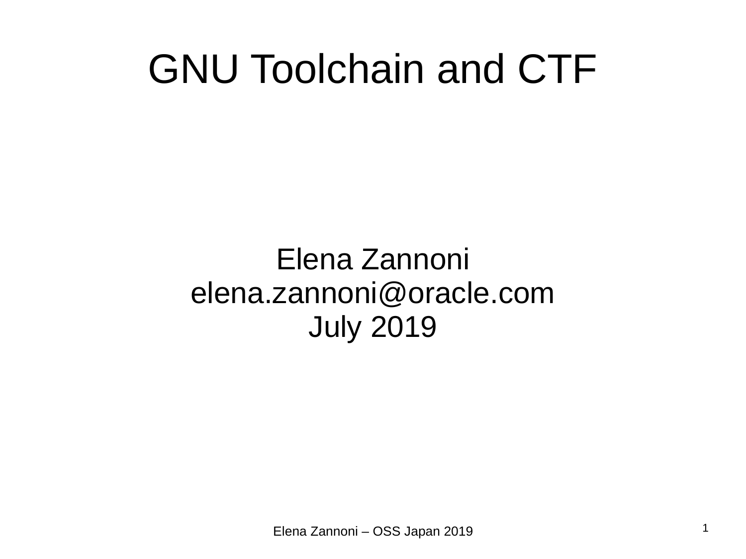# GNU Toolchain and CTF

Elena Zannoni
elena.zannoni@oracle.com
July 2019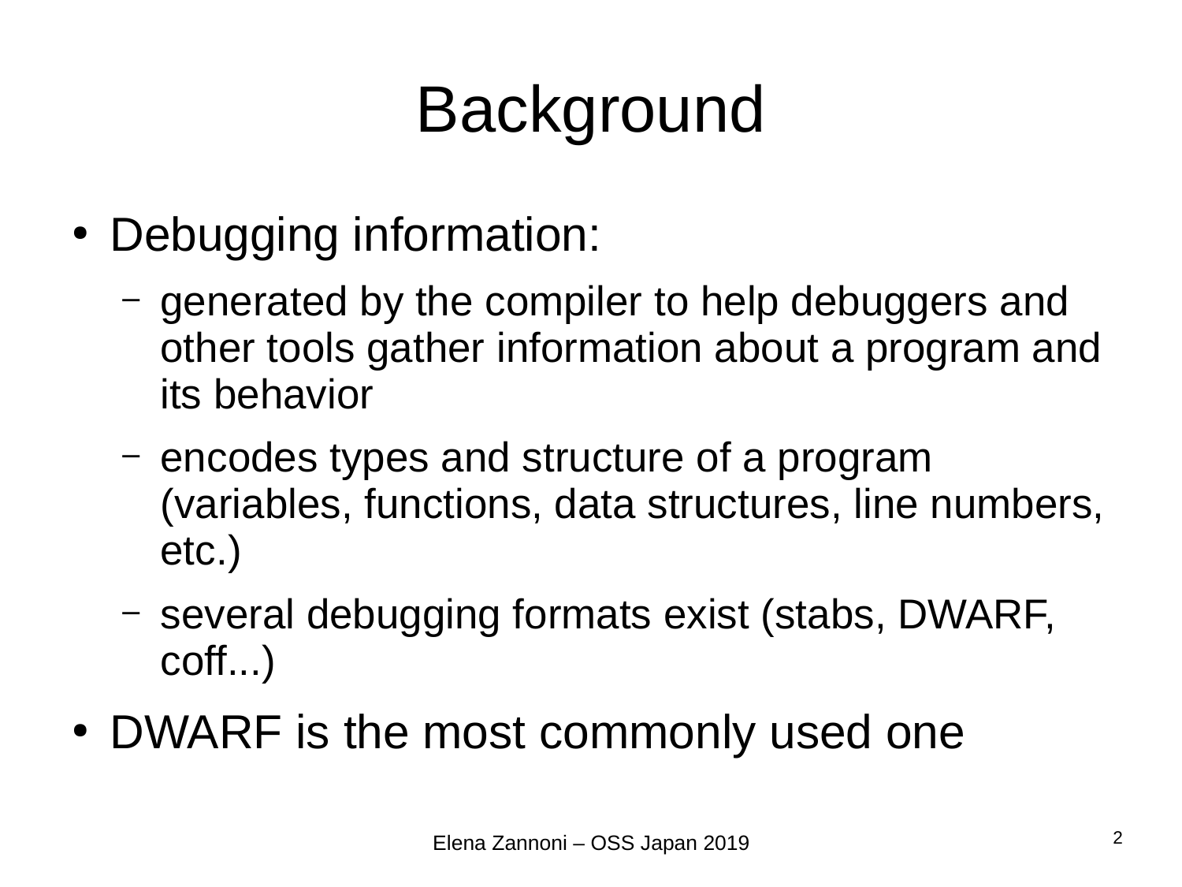# Background

- Debugging information:
  - generated by the compiler to help debuggers and other tools gather information about a program and its behavior
  - encodes types and structure of a program (variables, functions, data structures, line numbers, etc.)
  - several debugging formats exist (stabs, DWARF, coff...)
- DWARF is the most commonly used one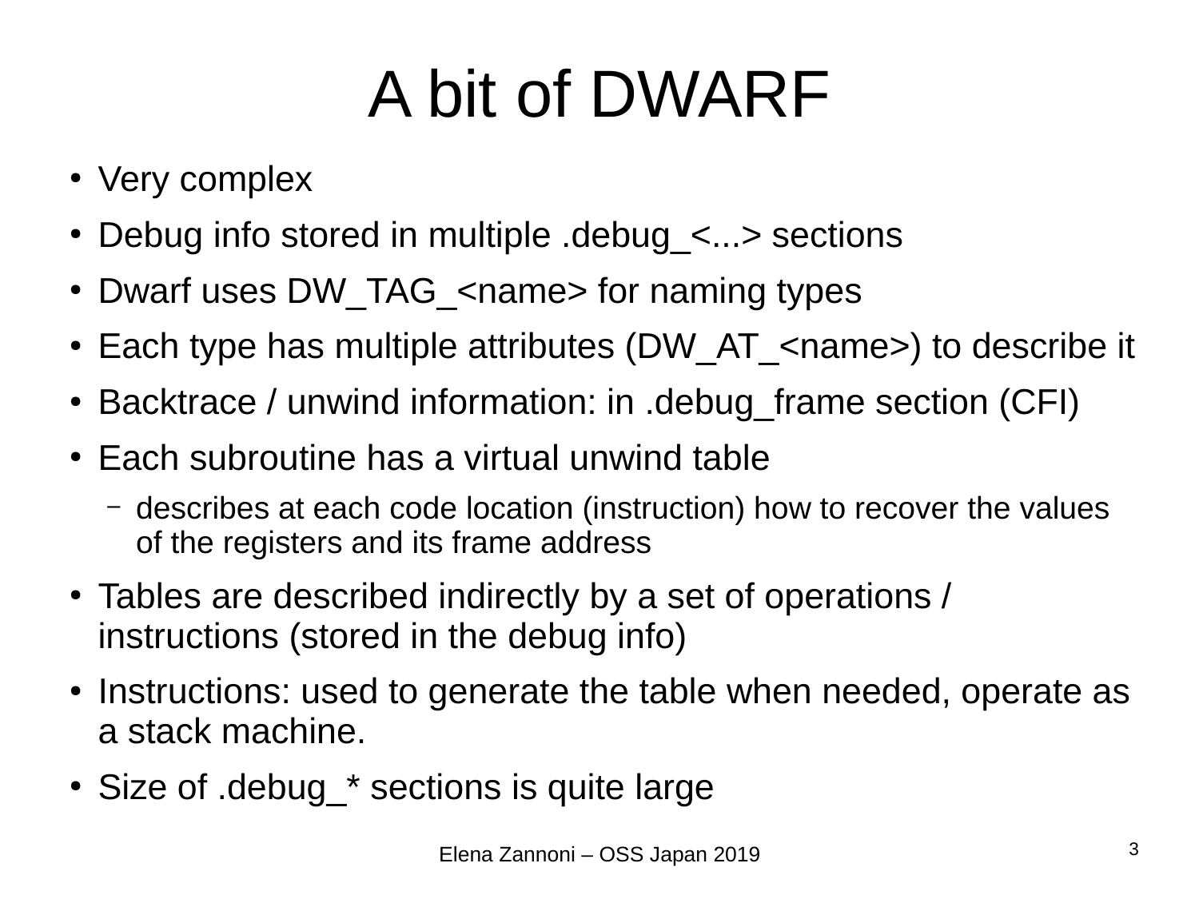# A bit of DWARF

- Very complex
- Debug info stored in multiple .debug_<...> sections
- Dwarf uses DW_TAG_<name> for naming types
- Each type has multiple attributes (DW_AT_<name>) to describe it
- Backtrace / unwind information: in .debug_frame section (CFI)
- Each subroutine has a virtual unwind table
  - describes at each code location (instruction) how to recover the values of the registers and its frame address
- Tables are described indirectly by a set of operations / instructions (stored in the debug info)
- Instructions: used to generate the table when needed, operate as a stack machine.
- Size of .debug_* sections is quite large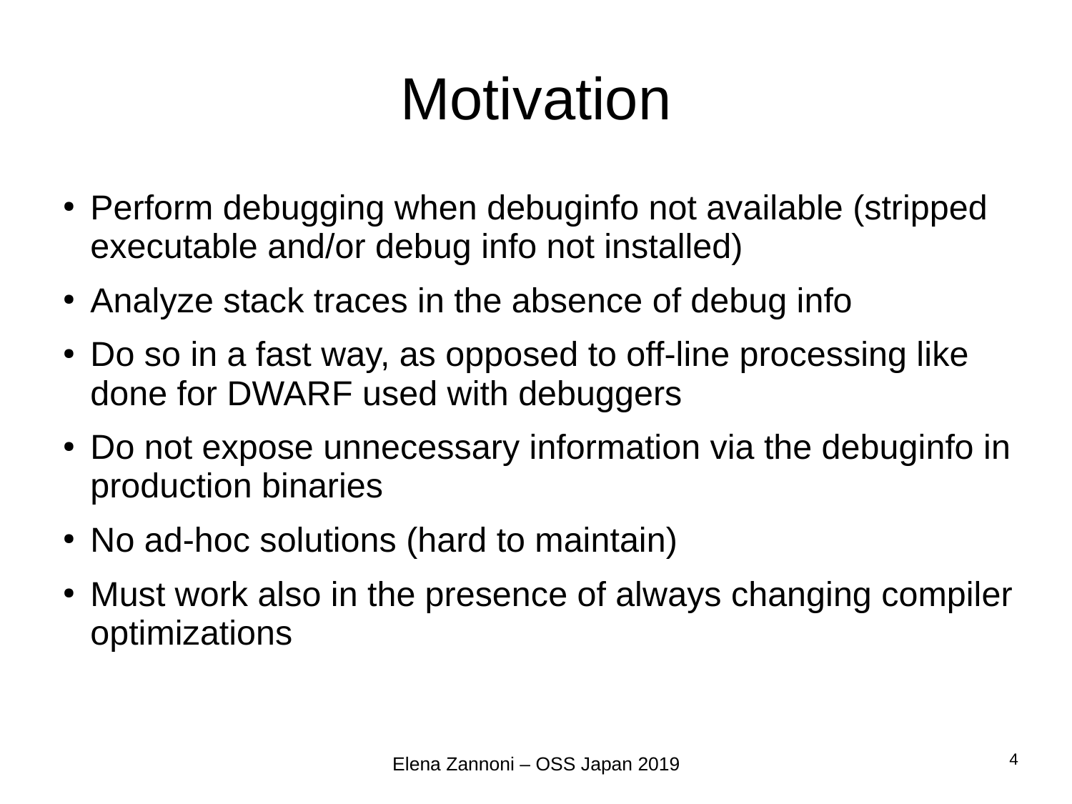# Motivation

- Perform debugging when debuginfo not available (stripped executable and/or debug info not installed)
- Analyze stack traces in the absence of debug info
- Do so in a fast way, as opposed to off-line processing like done for DWARF used with debuggers
- Do not expose unnecessary information via the debuginfo in production binaries
- No ad-hoc solutions (hard to maintain)
- Must work also in the presence of always changing compiler optimizations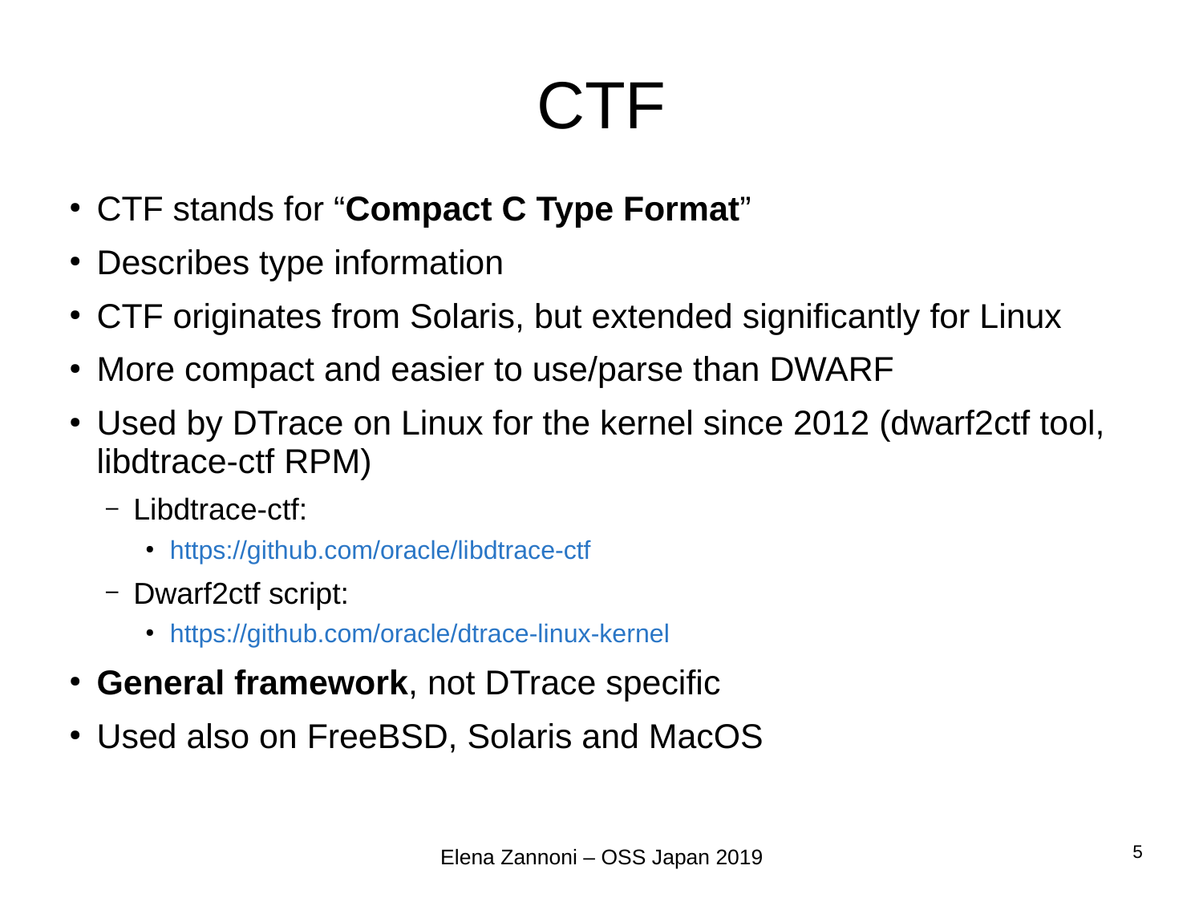# CTF

- CTF stands for “**Compact C Type Format**”
- Describes type information
- CTF originates from Solaris, but extended significantly for Linux
- More compact and easier to use/parse than DWARF
- Used by DTrace on Linux for the kernel since 2012 (dwarf2ctf tool, libdtrace-ctf RPM)
  - Libdtrace-ctf:
    - https://github.com/oracle/libdtrace-ctf
  - Dwarf2ctf script:
    - https://github.com/oracle/dtrace-linux-kernel
- **General framework**, not DTrace specific
- Used also on FreeBSD, Solaris and MacOS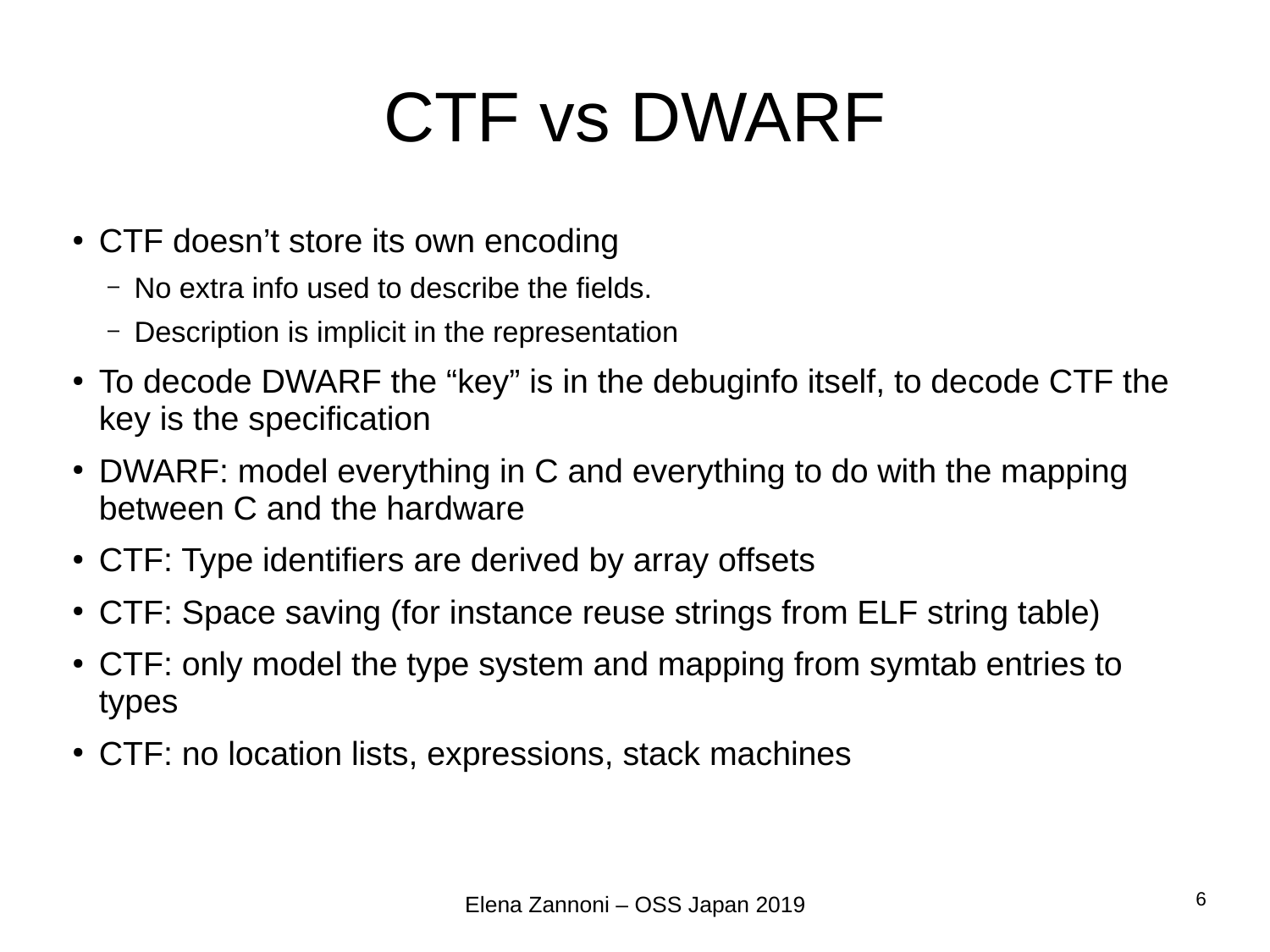# CTF vs DWARF

- CTF doesn’t store its own encoding
  - No extra info used to describe the fields.
  - Description is implicit in the representation
- To decode DWARF the “key” is in the debuginfo itself, to decode CTF the key is the specification
- DWARF: model everything in C and everything to do with the mapping between C and the hardware
- CTF: Type identifiers are derived by array offsets
- CTF: Space saving (for instance reuse strings from ELF string table)
- CTF: only model the type system and mapping from symtab entries to types
- CTF: no location lists, expressions, stack machines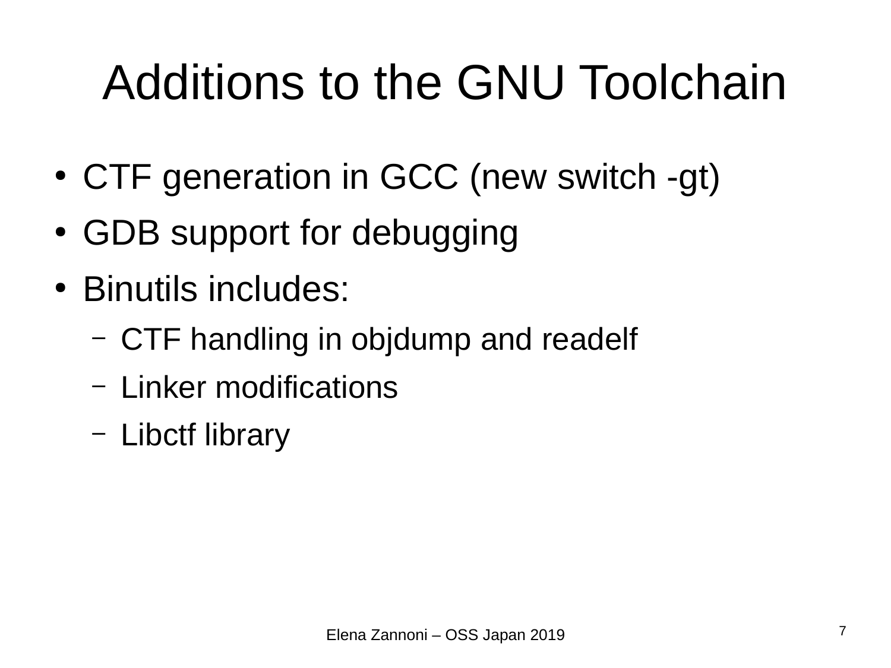# Additions to the GNU Toolchain

- CTF generation in GCC (new switch -gt)
- GDB support for debugging
- Binutils includes:
  - CTF handling in objdump and readelf
  - Linker modifications
  - Libctf library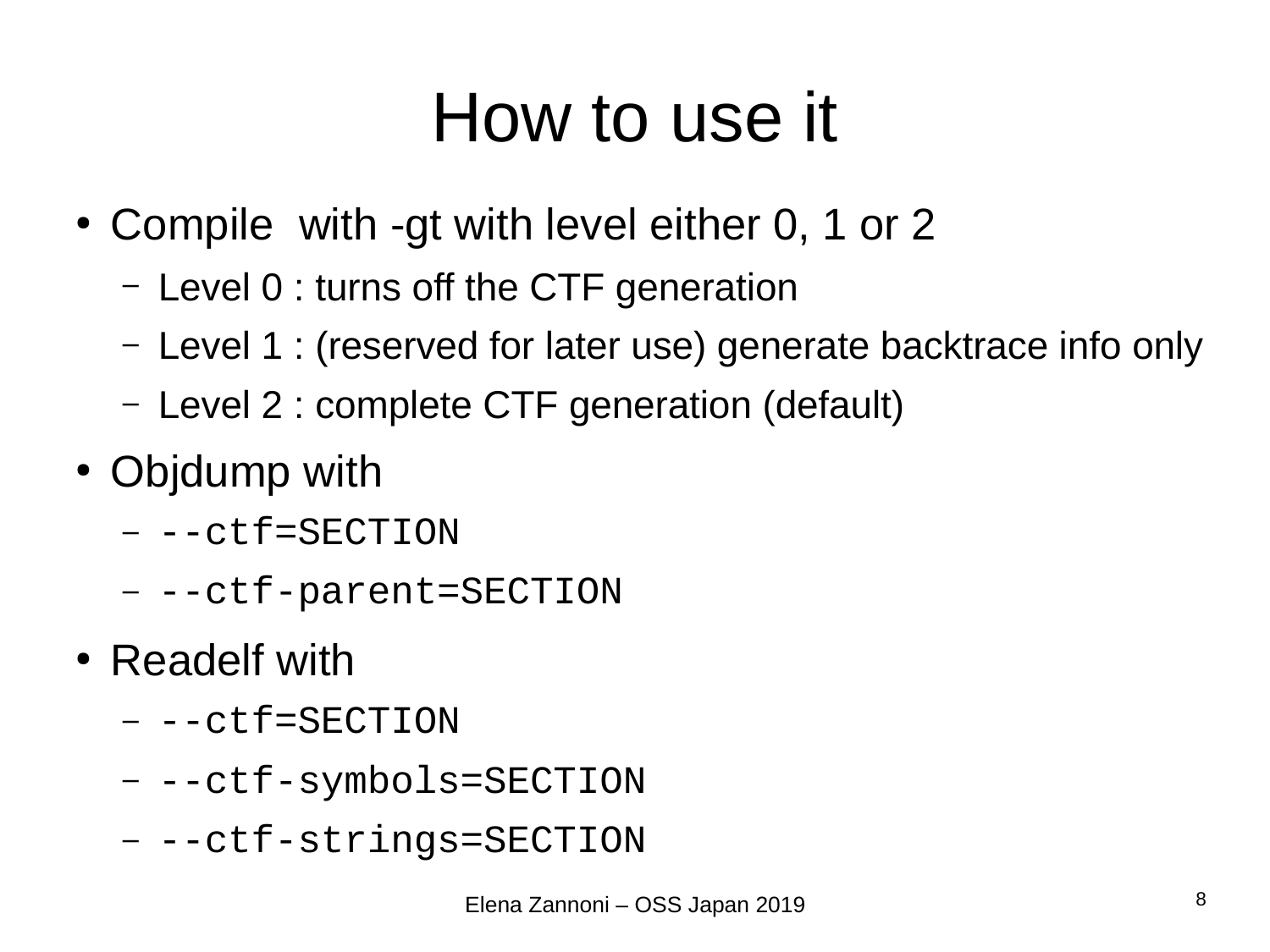# How to use it

- Compile with -gt with level either 0, 1 or 2
  - Level 0 : turns off the CTF generation
  - Level 1 : (reserved for later use) generate backtrace info only
  - Level 2 : complete CTF generation (default)
- Objdump with
  - `--ctf=SECTION`
  - `--ctf-parent=SECTION`
- Readelf with
  - `--ctf=SECTION`
  - `--ctf-symbols=SECTION`
  - `--ctf-strings=SECTION`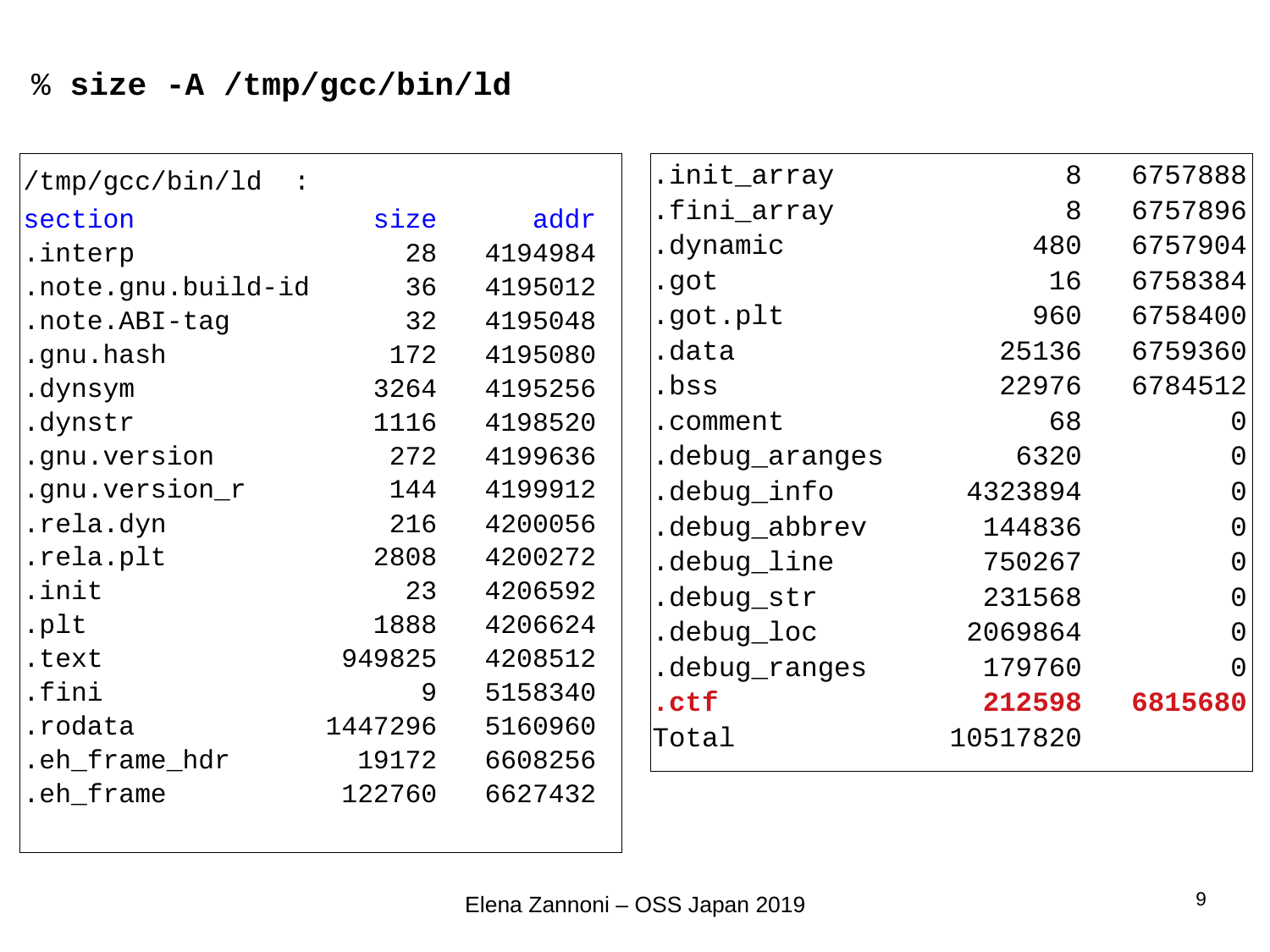```
% size -A /tmp/gcc/bin/ld
```

/tmp/gcc/bin/ld :

| section | size | addr |
|---|---|---|
| .interp | 28 | 4194984 |
| .note.gnu.build-id | 36 | 4195012 |
| .note.ABI-tag | 32 | 4195048 |
| .gnu.hash | 172 | 4195080 |
| .dynsym | 3264 | 4195256 |
| .dynstr | 1116 | 4198520 |
| .gnu.version | 272 | 4199636 |
| .gnu.version_r | 144 | 4199912 |
| .rela.dyn | 216 | 4200056 |
| .rela.plt | 2808 | 4200272 |
| .init | 23 | 4206592 |
| .plt | 1888 | 4206624 |
| .text | 949825 | 4208512 |
| .fini | 9 | 5158340 |
| .rodata | 1447296 | 5160960 |
| .eh_frame_hdr | 19172 | 6608256 |
| .eh_frame | 122760 | 6627432 |
| .init_array | 8 | 6757888 |
| .fini_array | 8 | 6757896 |
| .dynamic | 480 | 6757904 |
| .got | 16 | 6758384 |
| .got.plt | 960 | 6758400 |
| .data | 25136 | 6759360 |
| .bss | 22976 | 6784512 |
| .comment | 68 | 0 |
| .debug_aranges | 6320 | 0 |
| .debug_info | 4323894 | 0 |
| .debug_abbrev | 144836 | 0 |
| .debug_line | 750267 | 0 |
| .debug_str | 231568 | 0 |
| .debug_loc | 2069864 | 0 |
| .debug_ranges | 179760 | 0 |
| **.ctf** | **212598** | **6815680** |
| Total | 10517820 | |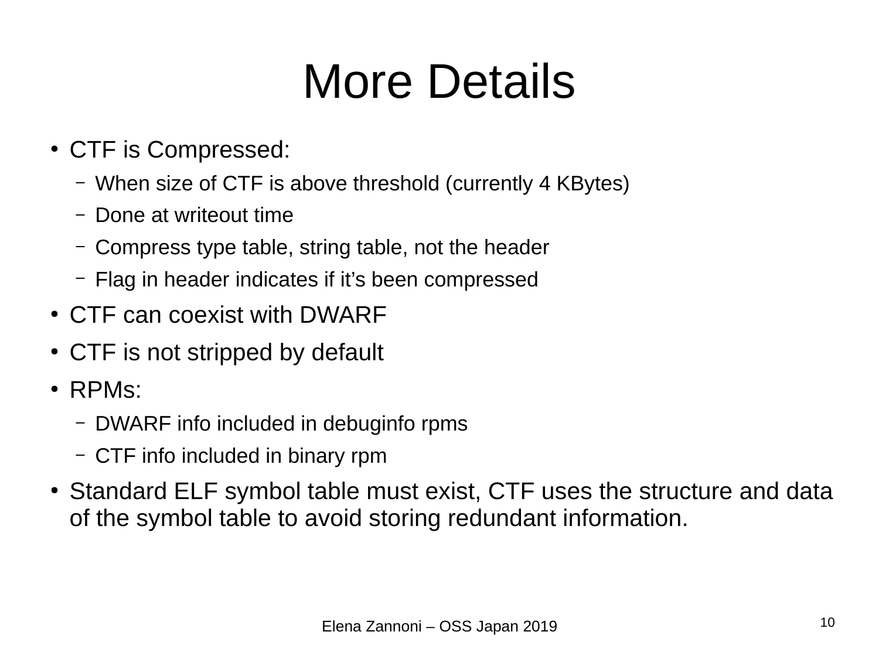# More Details

- CTF is Compressed:
  - When size of CTF is above threshold (currently 4 KBytes)
  - Done at writeout time
  - Compress type table, string table, not the header
  - Flag in header indicates if it's been compressed
- CTF can coexist with DWARF
- CTF is not stripped by default
- RPMs:
  - DWARF info included in debuginfo rpms
  - CTF info included in binary rpm
- Standard ELF symbol table must exist, CTF uses the structure and data of the symbol table to avoid storing redundant information.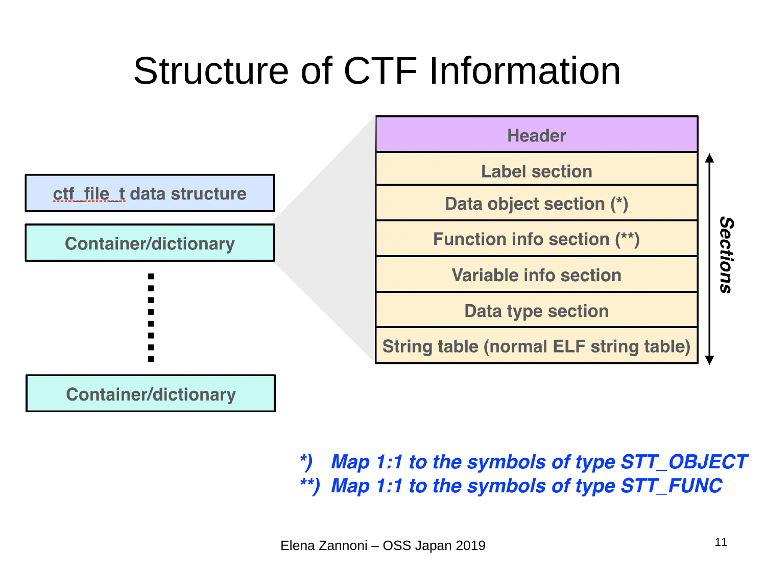# Structure of CTF Information

ctf_file_t data structure

Container/dictionary

⋮

Container/dictionary

| Header |
| --- |
| Label section |
| Data object section (*) |
| Function info section (**) |
| Variable info section |
| Data type section |
| String table (normal ELF string table) |

Sections

*) Map 1:1 to the symbols of type STT_OBJECT

**) Map 1:1 to the symbols of type STT_FUNC

Elena Zannoni – OSS Japan 2019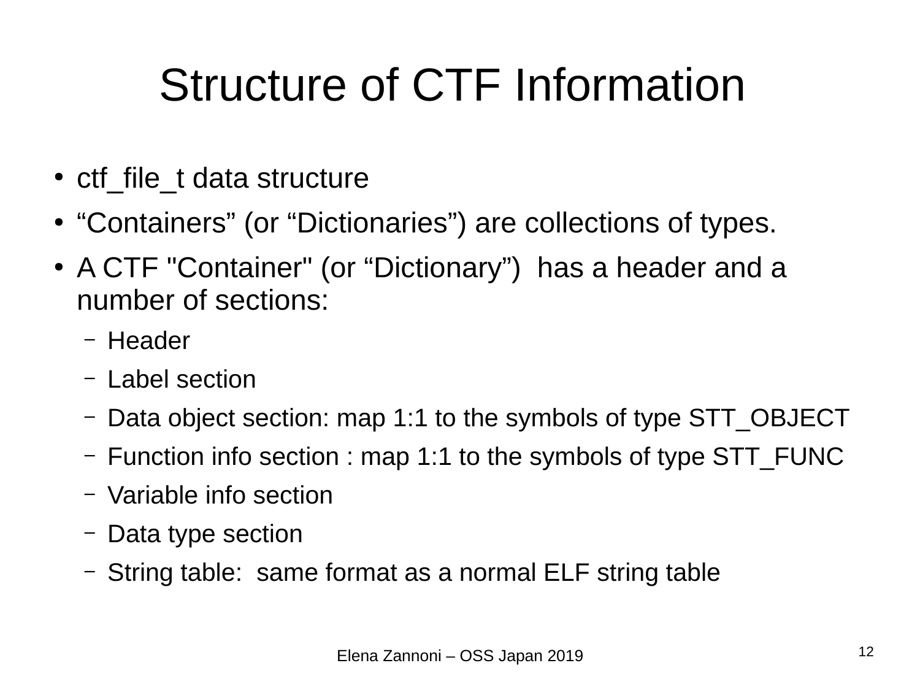# Structure of CTF Information

- ctf_file_t data structure
- “Containers” (or “Dictionaries”) are collections of types.
- A CTF "Container" (or “Dictionary”) has a header and a number of sections:
  - Header
  - Label section
  - Data object section: map 1:1 to the symbols of type STT_OBJECT
  - Function info section : map 1:1 to the symbols of type STT_FUNC
  - Variable info section
  - Data type section
  - String table: same format as a normal ELF string table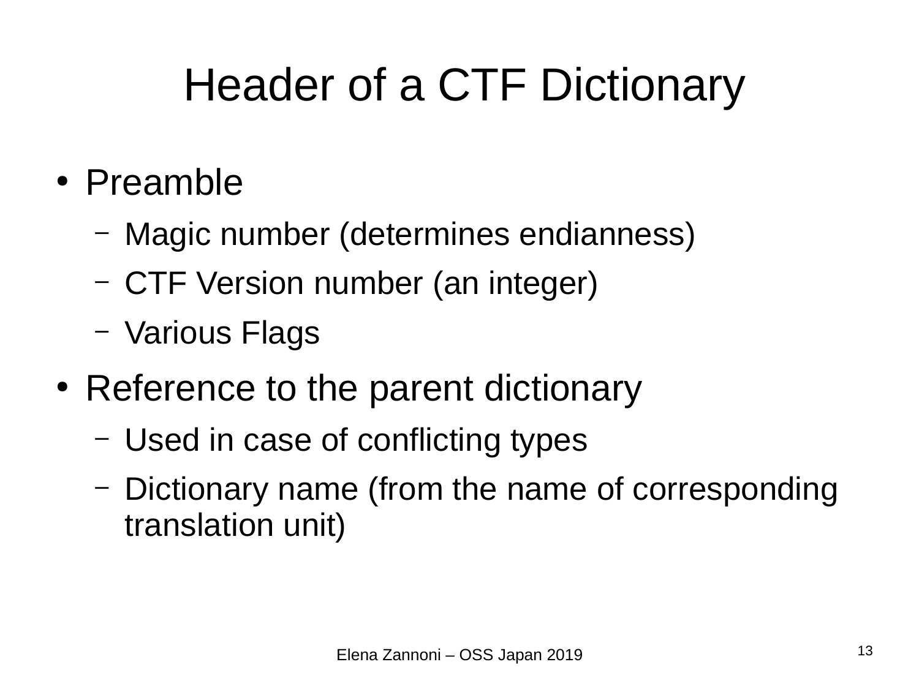# Header of a CTF Dictionary

- Preamble
  - Magic number (determines endianness)
  - CTF Version number (an integer)
  - Various Flags
- Reference to the parent dictionary
  - Used in case of conflicting types
  - Dictionary name (from the name of corresponding translation unit)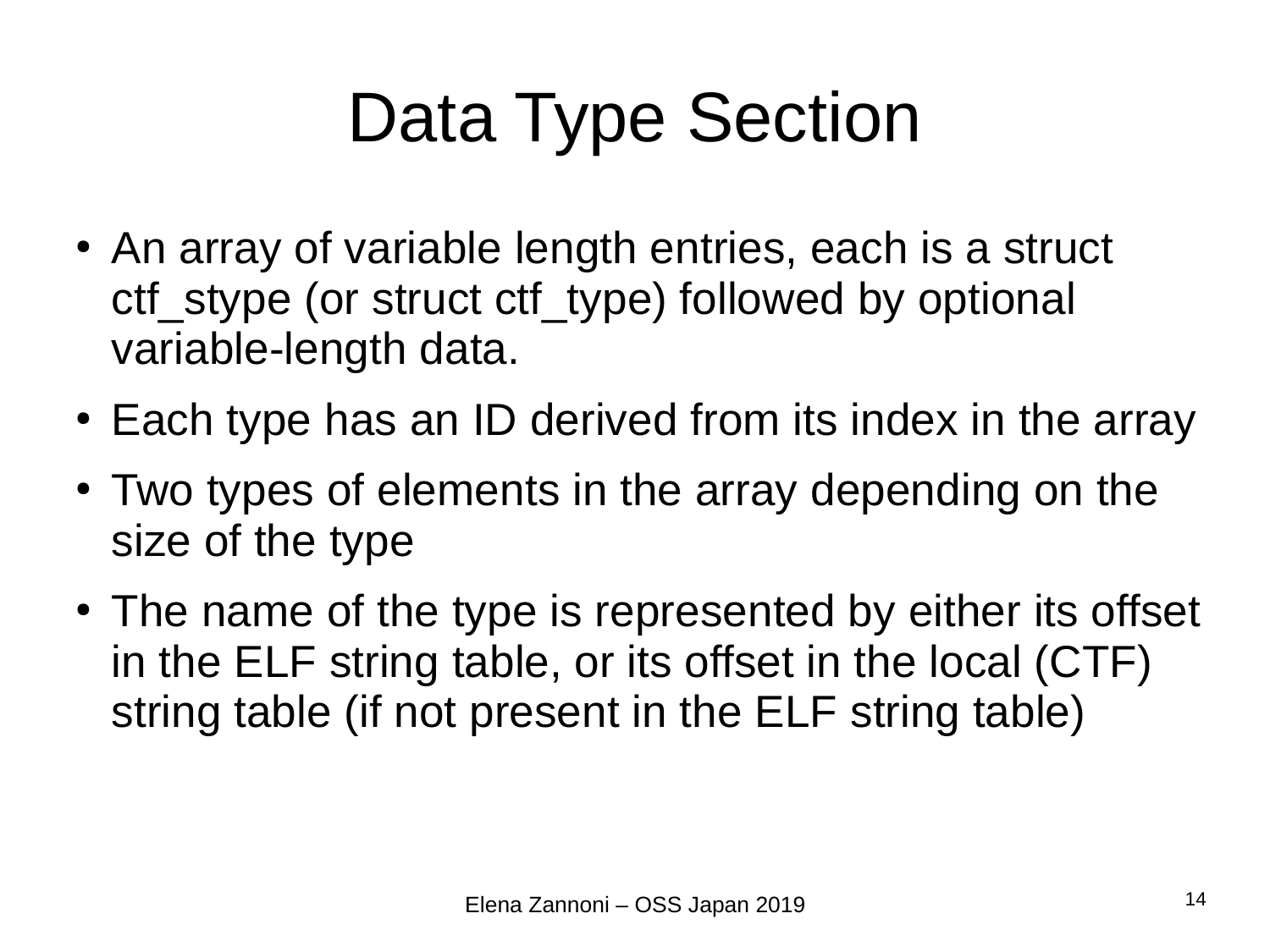# Data Type Section

- An array of variable length entries, each is a struct ctf_stype (or struct ctf_type) followed by optional variable-length data.
- Each type has an ID derived from its index in the array
- Two types of elements in the array depending on the size of the type
- The name of the type is represented by either its offset in the ELF string table, or its offset in the local (CTF) string table (if not present in the ELF string table)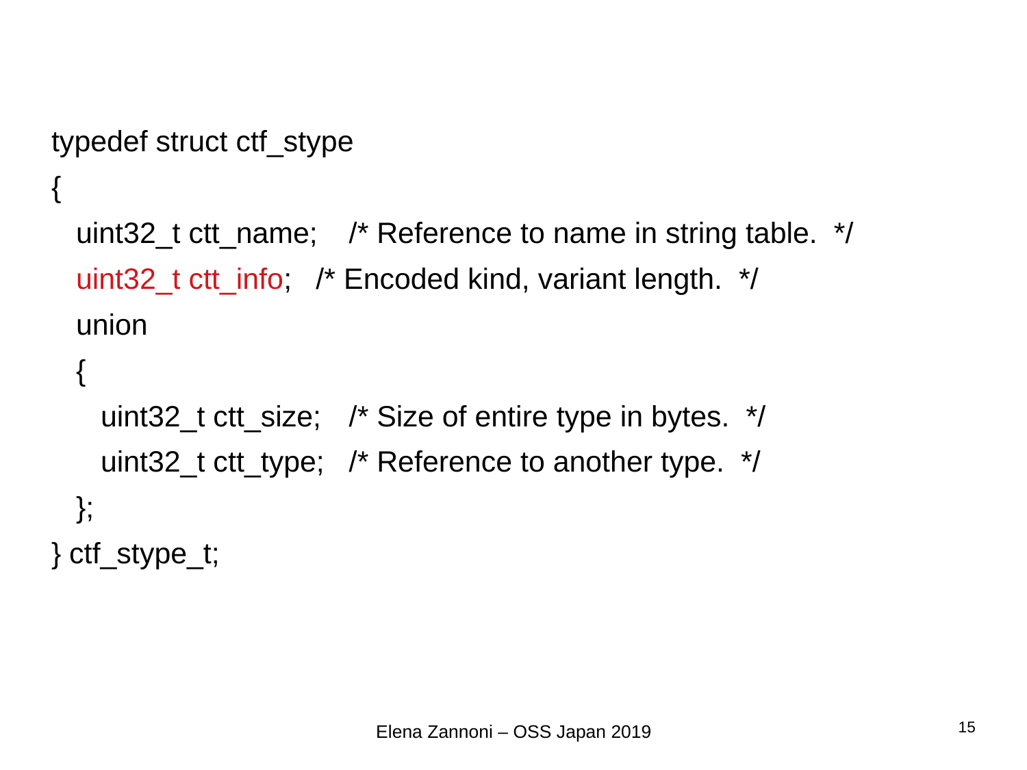```
typedef struct ctf_stype
{
  uint32_t ctt_name;    /* Reference to name in string table.  */
  uint32_t ctt_info;   /* Encoded kind, variant length.  */
  union
  {
    uint32_t ctt_size;    /* Size of entire type in bytes.  */
    uint32_t ctt_type;   /* Reference to another type.  */
  };
} ctf_stype_t;
```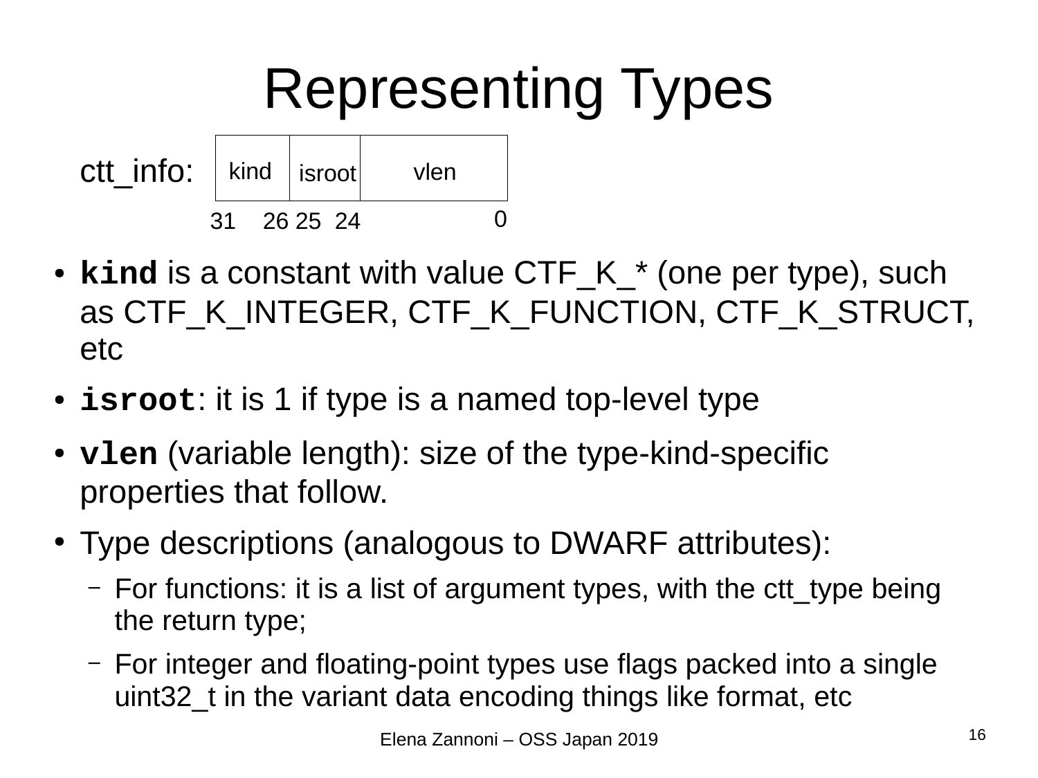# Representing Types

ctt_info:

| kind | isroot | vlen |
|---|---|---|
| 31 26 | 25 24 | 0 |

- **`kind`** is a constant with value CTF_K_* (one per type), such as CTF_K_INTEGER, CTF_K_FUNCTION, CTF_K_STRUCT, etc
- **`isroot`**: it is 1 if type is a named top-level type
- **`vlen`** (variable length): size of the type-kind-specific properties that follow.
- Type descriptions (analogous to DWARF attributes):
  - For functions: it is a list of argument types, with the ctt_type being the return type;
  - For integer and floating-point types use flags packed into a single uint32_t in the variant data encoding things like format, etc

Elena Zannoni – OSS Japan 2019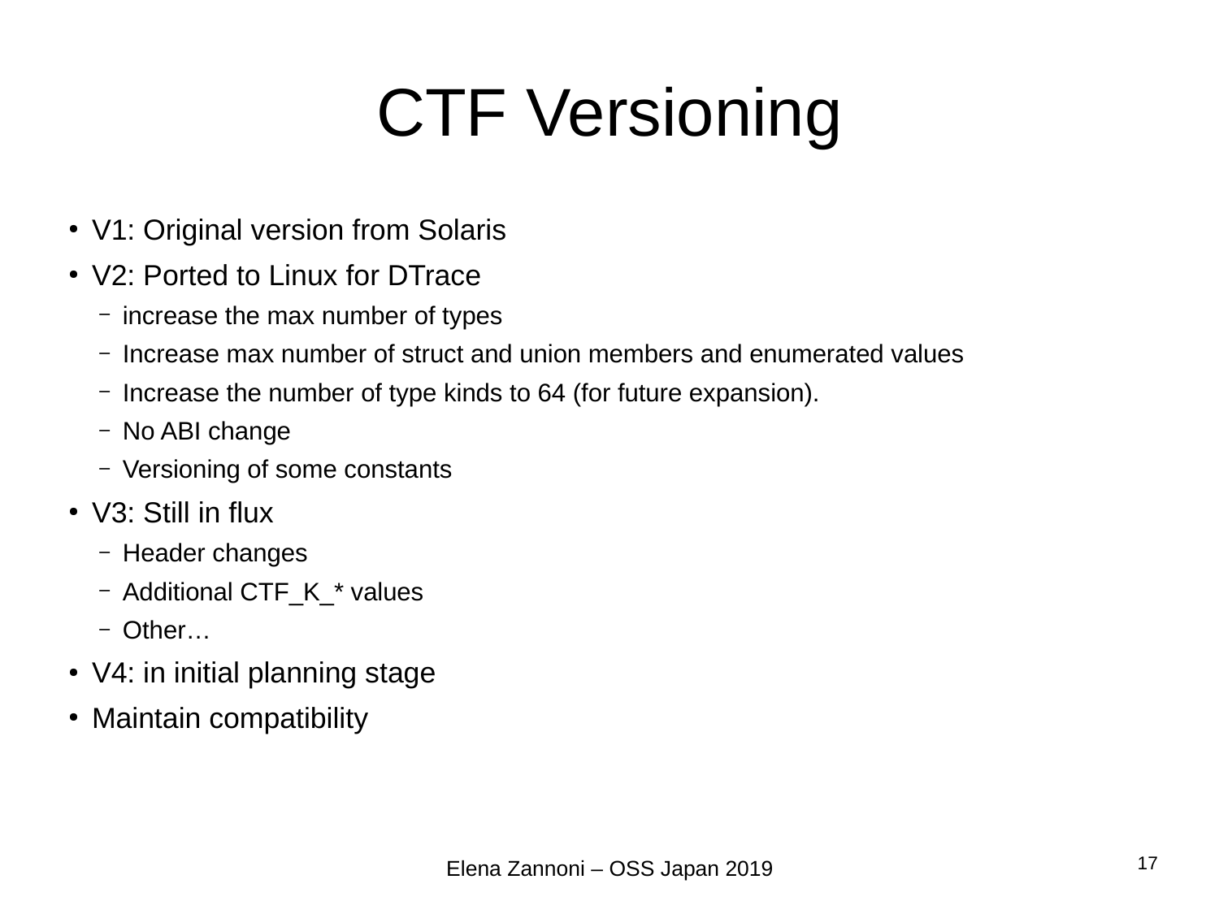# CTF Versioning

- V1: Original version from Solaris
- V2: Ported to Linux for DTrace
  - increase the max number of types
  - Increase max number of struct and union members and enumerated values
  - Increase the number of type kinds to 64 (for future expansion).
  - No ABI change
  - Versioning of some constants
- V3: Still in flux
  - Header changes
  - Additional CTF_K_* values
  - Other…
- V4: in initial planning stage
- Maintain compatibility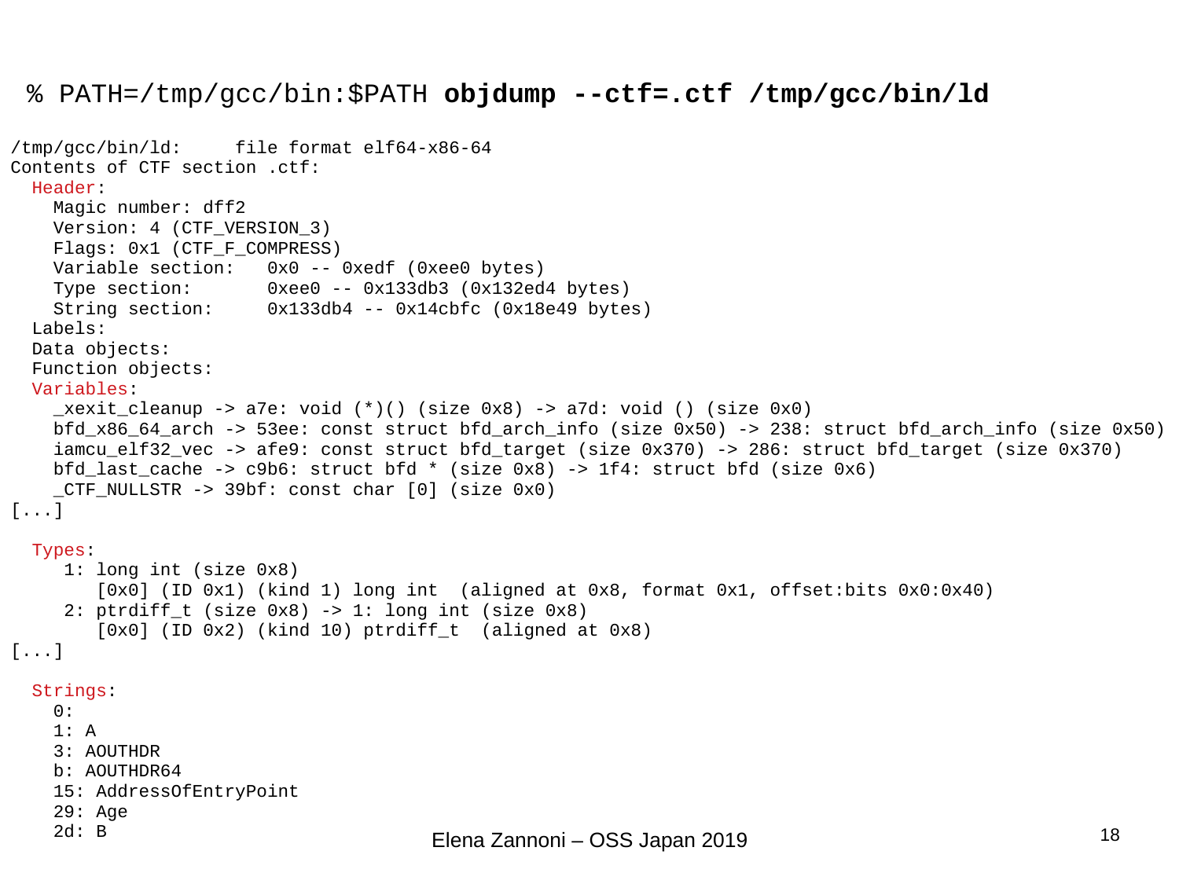```
% PATH=/tmp/gcc/bin:$PATH objdump --ctf=.ctf /tmp/gcc/bin/ld

/tmp/gcc/bin/ld:     file format elf64-x86-64
Contents of CTF section .ctf:
  Header:
    Magic number: dff2
    Version: 4 (CTF_VERSION_3)
    Flags: 0x1 (CTF_F_COMPRESS)
    Variable section:   0x0 -- 0xedf (0xee0 bytes)
    Type section:       0xee0 -- 0x133db3 (0x132ed4 bytes)
    String section:     0x133db4 -- 0x14cbfc (0x18e49 bytes)
  Labels:
  Data objects:
  Function objects:
  Variables:
    _xexit_cleanup -> a7e: void (*)() (size 0x8) -> a7d: void () (size 0x0)
    bfd_x86_64_arch -> 53ee: const struct bfd_arch_info (size 0x50) -> 238: struct bfd_arch_info (size 0x50)
    iamcu_elf32_vec -> afe9: const struct bfd_target (size 0x370) -> 286: struct bfd_target (size 0x370)
    bfd_last_cache -> c9b6: struct bfd * (size 0x8) -> 1f4: struct bfd (size 0x6)
    _CTF_NULLSTR -> 39bf: const char [0] (size 0x0)
[...]

  Types:
     1: long int (size 0x8)
        [0x0] (ID 0x1) (kind 1) long int  (aligned at 0x8, format 0x1, offset:bits 0x0:0x40)
     2: ptrdiff_t (size 0x8) -> 1: long int (size 0x8)
        [0x0] (ID 0x2) (kind 10) ptrdiff_t  (aligned at 0x8)
[...]

  Strings:
    0:
    1: A
    3: AOUTHDR
    b: AOUTHDR64
    15: AddressOfEntryPoint
    29: Age
    2d: B
```

Elena Zannoni – OSS Japan 2019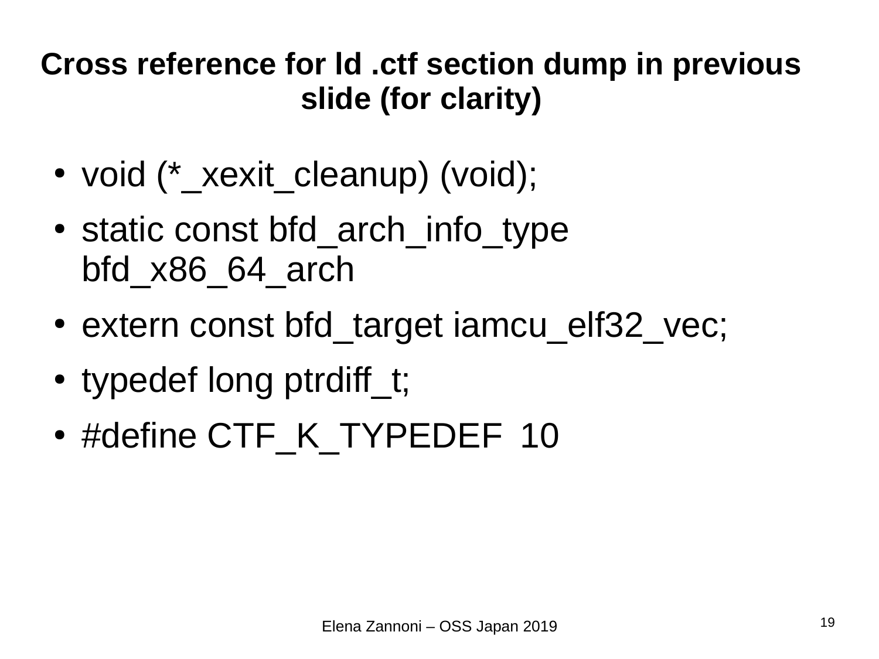# Cross reference for ld .ctf section dump in previous slide (for clarity)

- void (*_xexit_cleanup) (void);
- static const bfd_arch_info_type bfd_x86_64_arch
- extern const bfd_target iamcu_elf32_vec;
- typedef long ptrdiff_t;
- #define CTF_K_TYPEDEF 10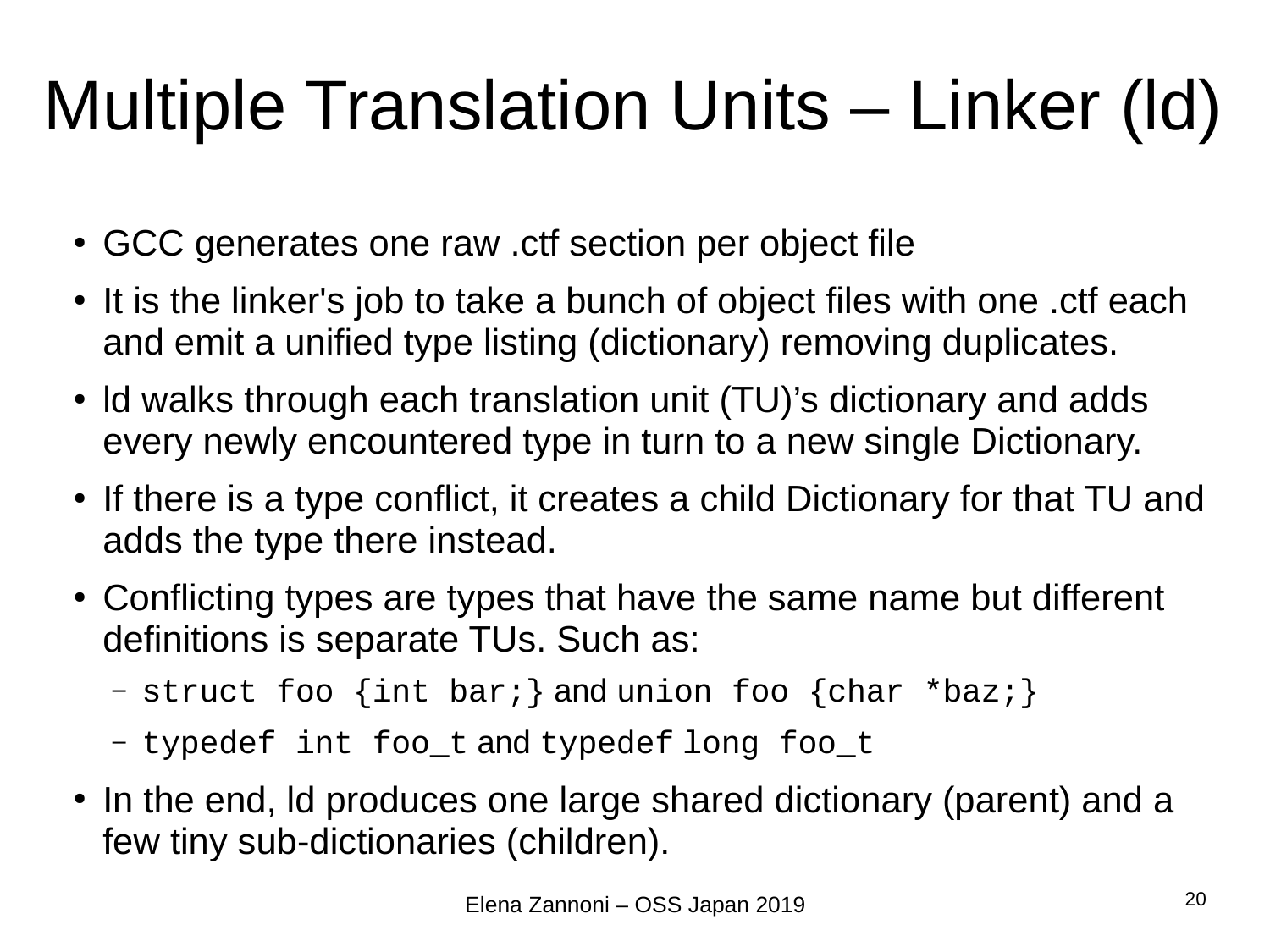# Multiple Translation Units – Linker (ld)

- GCC generates one raw .ctf section per object file
- It is the linker's job to take a bunch of object files with one .ctf each and emit a unified type listing (dictionary) removing duplicates.
- ld walks through each translation unit (TU)'s dictionary and adds every newly encountered type in turn to a new single Dictionary.
- If there is a type conflict, it creates a child Dictionary for that TU and adds the type there instead.
- Conflicting types are types that have the same name but different definitions is separate TUs. Such as:
  - `struct foo {int bar;}` and `union foo {char *baz;}`
  - `typedef int foo_t` and `typedef long foo_t`
- In the end, ld produces one large shared dictionary (parent) and a few tiny sub-dictionaries (children).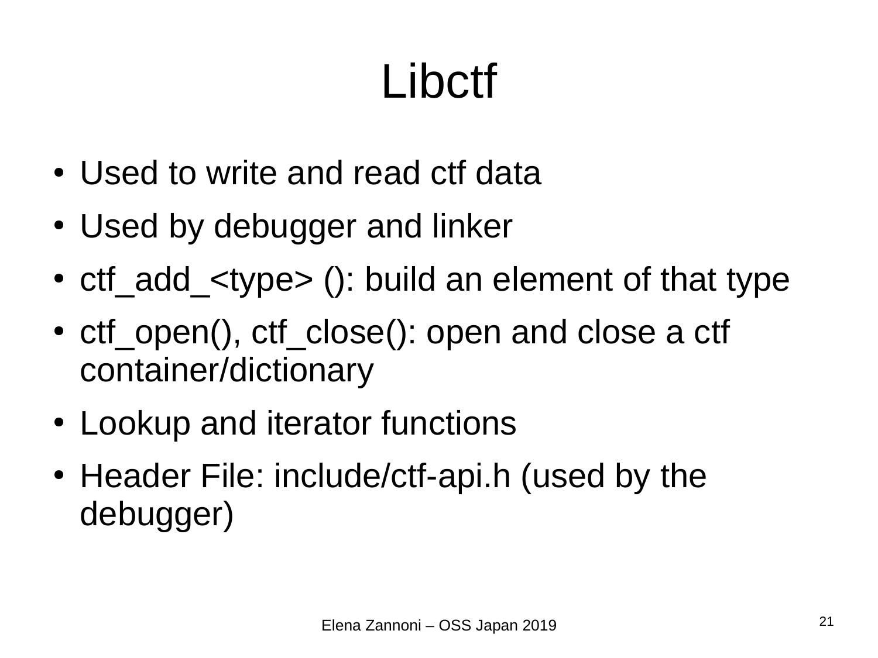# Libctf

- Used to write and read ctf data
- Used by debugger and linker
- ctf_add_<type> (): build an element of that type
- ctf_open(), ctf_close(): open and close a ctf container/dictionary
- Lookup and iterator functions
- Header File: include/ctf-api.h (used by the debugger)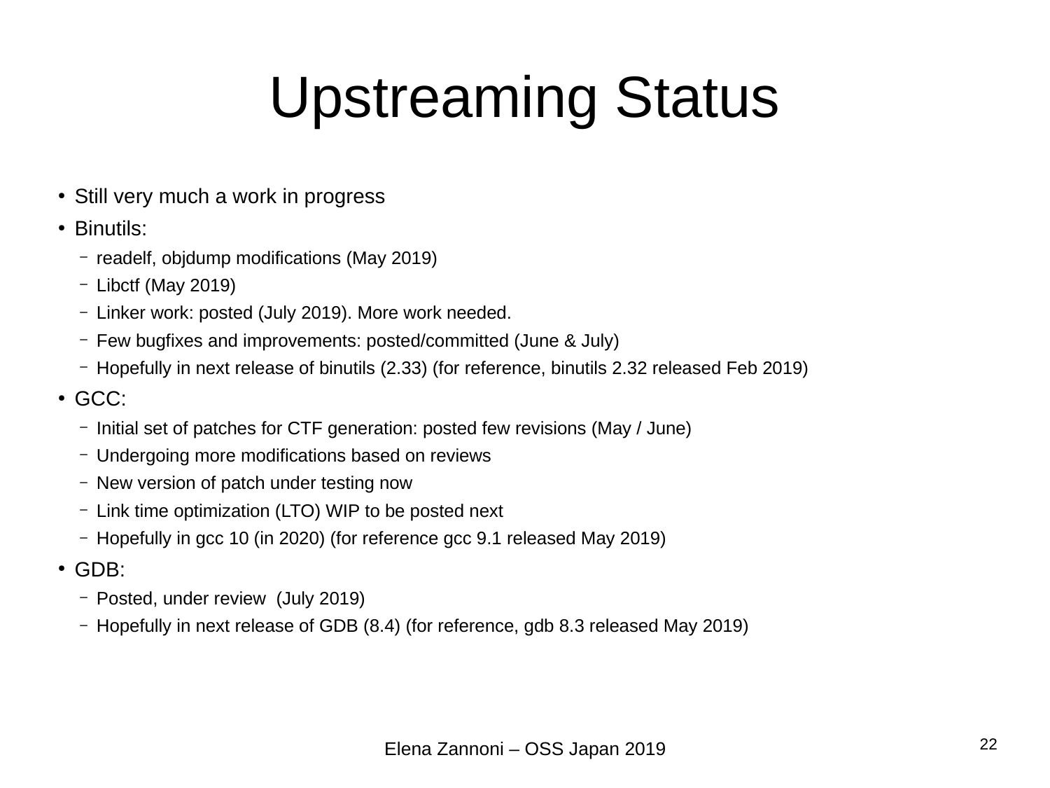# Upstreaming Status

- Still very much a work in progress
- Binutils:
  - readelf, objdump modifications (May 2019)
  - Libctf (May 2019)
  - Linker work: posted (July 2019). More work needed.
  - Few bugfixes and improvements: posted/committed (June & July)
  - Hopefully in next release of binutils (2.33) (for reference, binutils 2.32 released Feb 2019)
- GCC:
  - Initial set of patches for CTF generation: posted few revisions (May / June)
  - Undergoing more modifications based on reviews
  - New version of patch under testing now
  - Link time optimization (LTO) WIP to be posted next
  - Hopefully in gcc 10 (in 2020) (for reference gcc 9.1 released May 2019)
- GDB:
  - Posted, under review (July 2019)
  - Hopefully in next release of GDB (8.4) (for reference, gdb 8.3 released May 2019)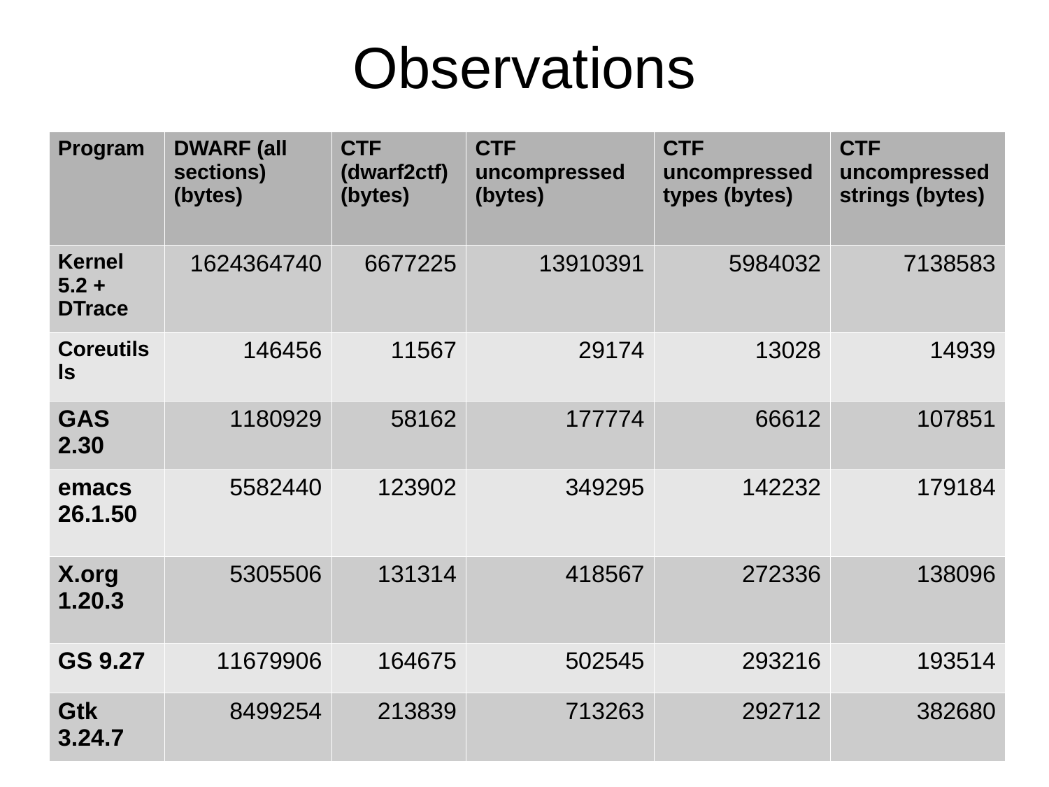# Observations

| Program | DWARF (all sections) (bytes) | CTF (dwarf2ctf) (bytes) | CTF uncompressed (bytes) | CTF uncompressed types (bytes) | CTF uncompressed strings (bytes) |
|---|---|---|---|---|---|
| Kernel 5.2 + DTrace | 1624364740 | 6677225 | 13910391 | 5984032 | 7138583 |
| Coreutils ls | 146456 | 11567 | 29174 | 13028 | 14939 |
| GAS 2.30 | 1180929 | 58162 | 177774 | 66612 | 107851 |
| emacs 26.1.50 | 5582440 | 123902 | 349295 | 142232 | 179184 |
| X.org 1.20.3 | 5305506 | 131314 | 418567 | 272336 | 138096 |
| GS 9.27 | 11679906 | 164675 | 502545 | 293216 | 193514 |
| Gtk 3.24.7 | 8499254 | 213839 | 713263 | 292712 | 382680 |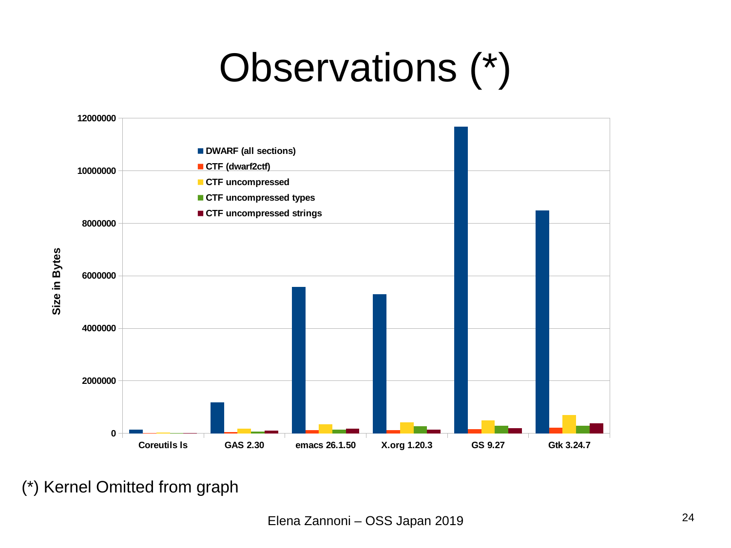# Observations (*)

**Size in Bytes**

- DWARF (all sections)
- CTF (dwarf2ctf)
- CTF uncompressed
- CTF uncompressed types
- CTF uncompressed strings

Y-axis: 0, 2000000, 4000000, 6000000, 8000000, 10000000, 12000000

X-axis: Coreutils ls, GAS 2.30, emacs 26.1.50, X.org 1.20.3, GS 9.27, Gtk 3.24.7

(*) Kernel Omitted from graph

Elena Zannoni – OSS Japan 2019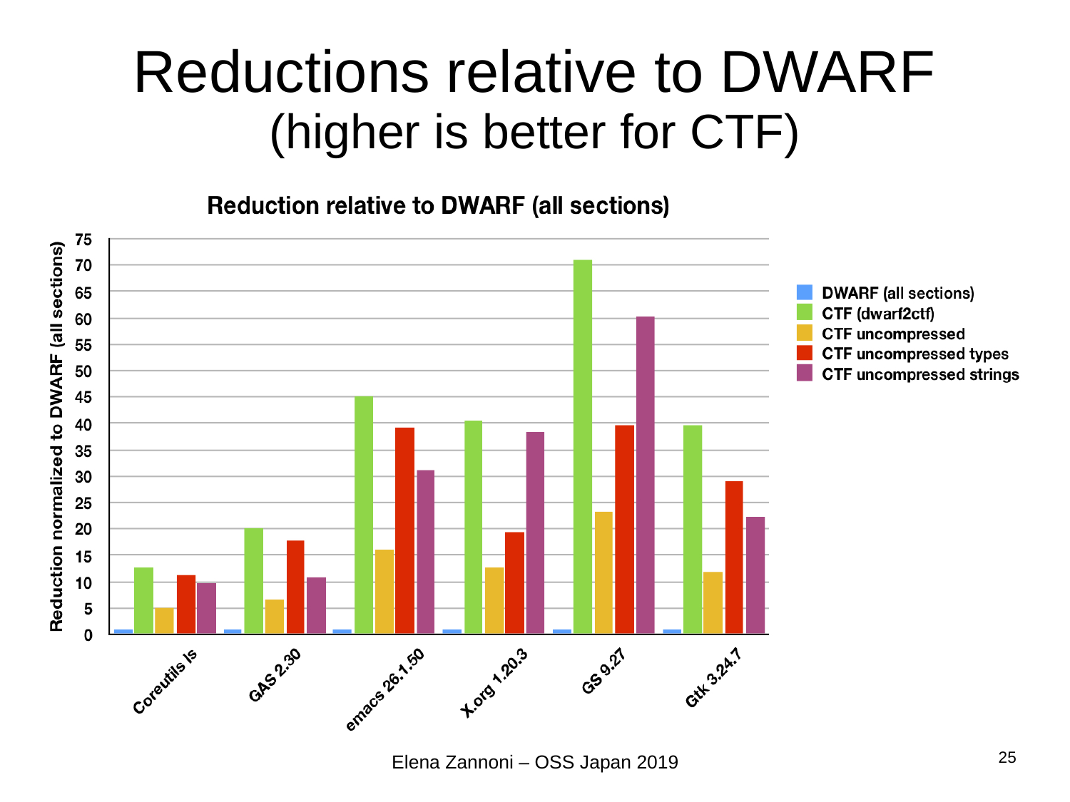# Reductions relative to DWARF

## (higher is better for CTF)

**Reduction relative to DWARF (all sections)**

| | DWARF (all sections) | CTF (dwarf2ctf) | CTF uncompressed | CTF uncompressed types | CTF uncompressed strings |
|---|---|---|---|---|---|
| Coreutils ls | 1 | 12.7 | 5 | 11.2 | 9.8 |
| GAS 2.30 | 1 | 20 | 6.5 | 17.7 | 10.8 |
| emacs 26.1.50 | 1 | 45.1 | 16 | 39.2 | 31.2 |
| X.org 1.20.3 | 1 | 40.5 | 12.7 | 19.3 | 38.4 |
| GS 9.27 | 1 | 71 | 23.2 | 39.6 | 60.3 |
| Gtk 3.24.7 | 1 | 39.6 | 11.8 | 29 | 22.3 |

Y-axis: Reduction normalized to DWARF (all sections)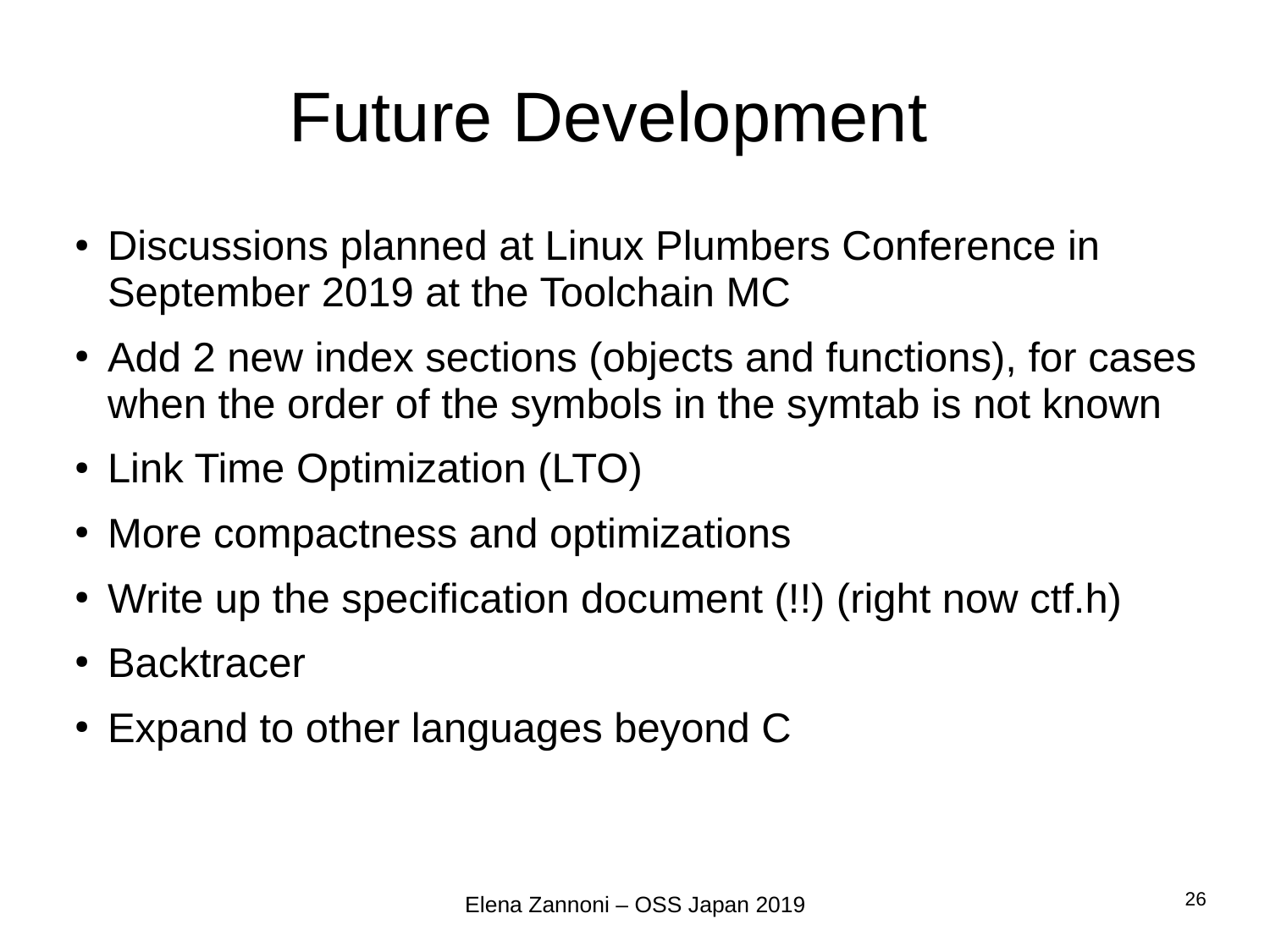# Future Development

- Discussions planned at Linux Plumbers Conference in September 2019 at the Toolchain MC
- Add 2 new index sections (objects and functions), for cases when the order of the symbols in the symtab is not known
- Link Time Optimization (LTO)
- More compactness and optimizations
- Write up the specification document (!!) (right now ctf.h)
- Backtracer
- Expand to other languages beyond C